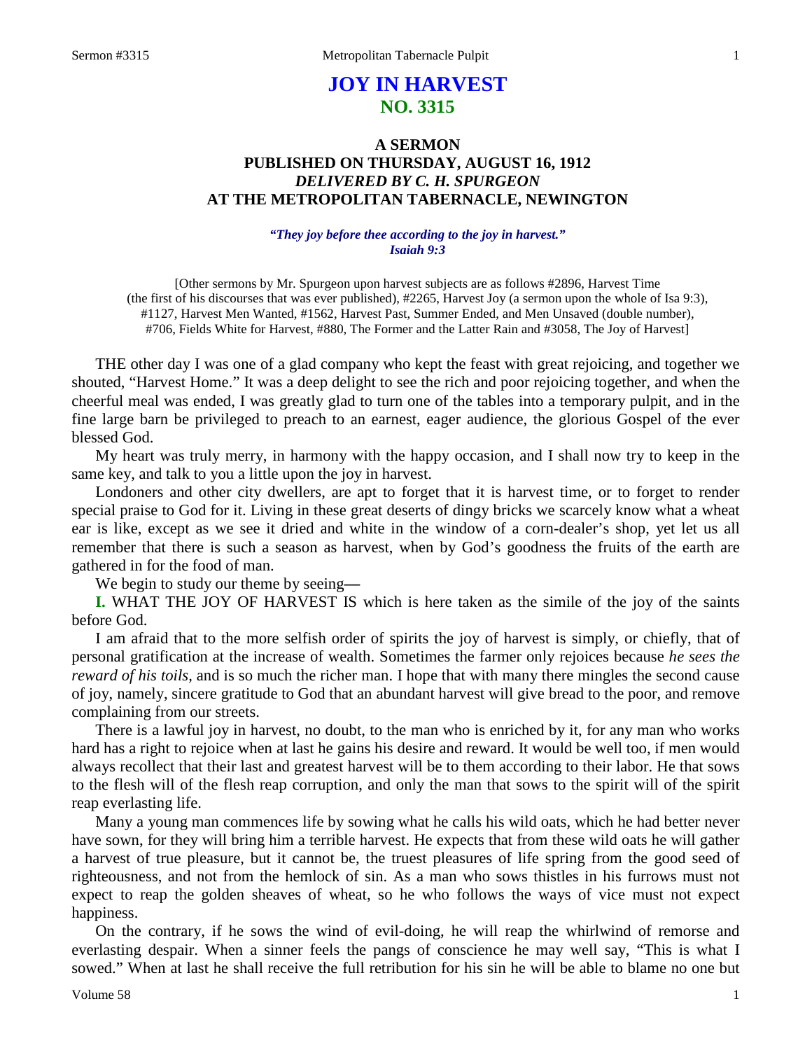# JOY IN HARVEST
## NO. 3315

### A SERMON
### PUBLISHED ON THURSDAY, AUGUST 16, 1912
### *DELIVERED BY C. H. SPURGEON*
### AT THE METROPOLITAN TABERNACLE, NEWINGTON

***"They joy before thee according to the joy in harvest." Isaiah 9:3***

[Other sermons by Mr. Spurgeon upon harvest subjects are as follows #2896, Harvest Time (the first of his discourses that was ever published), #2265, Harvest Joy (a sermon upon the whole of Isa 9:3), #1127, Harvest Men Wanted, #1562, Harvest Past, Summer Ended, and Men Unsaved (double number), #706, Fields White for Harvest, #880, The Former and the Latter Rain and #3058, The Joy of Harvest]

THE other day I was one of a glad company who kept the feast with great rejoicing, and together we shouted, "Harvest Home." It was a deep delight to see the rich and poor rejoicing together, and when the cheerful meal was ended, I was greatly glad to turn one of the tables into a temporary pulpit, and in the fine large barn be privileged to preach to an earnest, eager audience, the glorious Gospel of the ever blessed God.

My heart was truly merry, in harmony with the happy occasion, and I shall now try to keep in the same key, and talk to you a little upon the joy in harvest.

Londoners and other city dwellers, are apt to forget that it is harvest time, or to forget to render special praise to God for it. Living in these great deserts of dingy bricks we scarcely know what a wheat ear is like, except as we see it dried and white in the window of a corn-dealer's shop, yet let us all remember that there is such a season as harvest, when by God's goodness the fruits of the earth are gathered in for the food of man.

We begin to study our theme by seeing—

**I.** WHAT THE JOY OF HARVEST IS which is here taken as the simile of the joy of the saints before God.

I am afraid that to the more selfish order of spirits the joy of harvest is simply, or chiefly, that of personal gratification at the increase of wealth. Sometimes the farmer only rejoices because *he sees the reward of his toils,* and is so much the richer man. I hope that with many there mingles the second cause of joy, namely, sincere gratitude to God that an abundant harvest will give bread to the poor, and remove complaining from our streets.

There is a lawful joy in harvest, no doubt, to the man who is enriched by it, for any man who works hard has a right to rejoice when at last he gains his desire and reward. It would be well too, if men would always recollect that their last and greatest harvest will be to them according to their labor. He that sows to the flesh will of the flesh reap corruption, and only the man that sows to the spirit will of the spirit reap everlasting life.

Many a young man commences life by sowing what he calls his wild oats, which he had better never have sown, for they will bring him a terrible harvest. He expects that from these wild oats he will gather a harvest of true pleasure, but it cannot be, the truest pleasures of life spring from the good seed of righteousness, and not from the hemlock of sin. As a man who sows thistles in his furrows must not expect to reap the golden sheaves of wheat, so he who follows the ways of vice must not expect happiness.

On the contrary, if he sows the wind of evil-doing, he will reap the whirlwind of remorse and everlasting despair. When a sinner feels the pangs of conscience he may well say, "This is what I sowed." When at last he shall receive the full retribution for his sin he will be able to blame no one but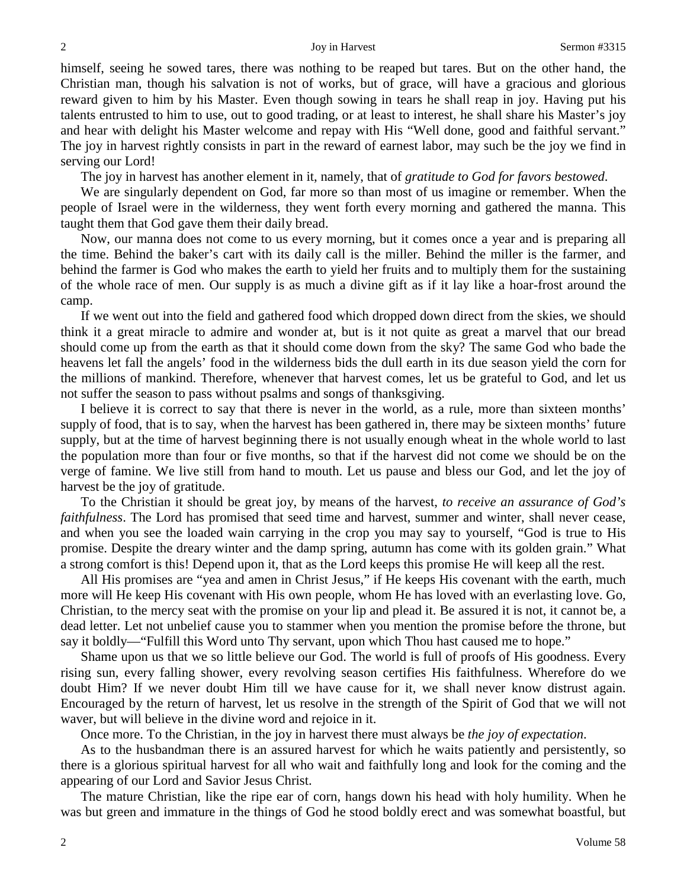himself, seeing he sowed tares, there was nothing to be reaped but tares. But on the other hand, the Christian man, though his salvation is not of works, but of grace, will have a gracious and glorious reward given to him by his Master. Even though sowing in tears he shall reap in joy. Having put his talents entrusted to him to use, out to good trading, or at least to interest, he shall share his Master's joy and hear with delight his Master welcome and repay with His "Well done, good and faithful servant." The joy in harvest rightly consists in part in the reward of earnest labor, may such be the joy we find in serving our Lord!

The joy in harvest has another element in it, namely, that of *gratitude to God for favors bestowed*.

We are singularly dependent on God, far more so than most of us imagine or remember. When the people of Israel were in the wilderness, they went forth every morning and gathered the manna. This taught them that God gave them their daily bread.

Now, our manna does not come to us every morning, but it comes once a year and is preparing all the time. Behind the baker's cart with its daily call is the miller. Behind the miller is the farmer, and behind the farmer is God who makes the earth to yield her fruits and to multiply them for the sustaining of the whole race of men. Our supply is as much a divine gift as if it lay like a hoar-frost around the camp.

If we went out into the field and gathered food which dropped down direct from the skies, we should think it a great miracle to admire and wonder at, but is it not quite as great a marvel that our bread should come up from the earth as that it should come down from the sky? The same God who bade the heavens let fall the angels' food in the wilderness bids the dull earth in its due season yield the corn for the millions of mankind. Therefore, whenever that harvest comes, let us be grateful to God, and let us not suffer the season to pass without psalms and songs of thanksgiving.

I believe it is correct to say that there is never in the world, as a rule, more than sixteen months' supply of food, that is to say, when the harvest has been gathered in, there may be sixteen months' future supply, but at the time of harvest beginning there is not usually enough wheat in the whole world to last the population more than four or five months, so that if the harvest did not come we should be on the verge of famine. We live still from hand to mouth. Let us pause and bless our God, and let the joy of harvest be the joy of gratitude.

To the Christian it should be great joy, by means of the harvest, *to receive an assurance of God's faithfulness*. The Lord has promised that seed time and harvest, summer and winter, shall never cease, and when you see the loaded wain carrying in the crop you may say to yourself, "God is true to His promise. Despite the dreary winter and the damp spring, autumn has come with its golden grain." What a strong comfort is this! Depend upon it, that as the Lord keeps this promise He will keep all the rest.

All His promises are "yea and amen in Christ Jesus," if He keeps His covenant with the earth, much more will He keep His covenant with His own people, whom He has loved with an everlasting love. Go, Christian, to the mercy seat with the promise on your lip and plead it. Be assured it is not, it cannot be, a dead letter. Let not unbelief cause you to stammer when you mention the promise before the throne, but say it boldly—"Fulfill this Word unto Thy servant, upon which Thou hast caused me to hope."

Shame upon us that we so little believe our God. The world is full of proofs of His goodness. Every rising sun, every falling shower, every revolving season certifies His faithfulness. Wherefore do we doubt Him? If we never doubt Him till we have cause for it, we shall never know distrust again. Encouraged by the return of harvest, let us resolve in the strength of the Spirit of God that we will not waver, but will believe in the divine word and rejoice in it.

Once more. To the Christian, in the joy in harvest there must always be *the joy of expectation*.

As to the husbandman there is an assured harvest for which he waits patiently and persistently, so there is a glorious spiritual harvest for all who wait and faithfully long and look for the coming and the appearing of our Lord and Savior Jesus Christ.

The mature Christian, like the ripe ear of corn, hangs down his head with holy humility. When he was but green and immature in the things of God he stood boldly erect and was somewhat boastful, but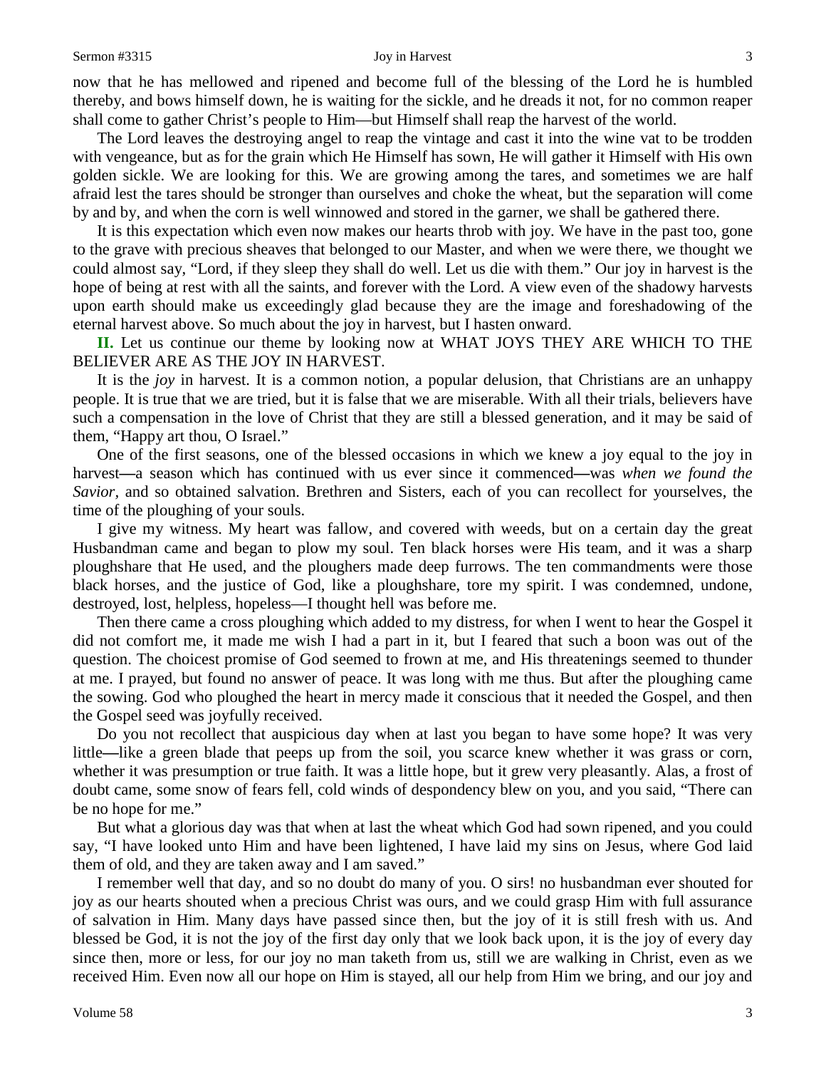now that he has mellowed and ripened and become full of the blessing of the Lord he is humbled thereby, and bows himself down, he is waiting for the sickle, and he dreads it not, for no common reaper shall come to gather Christ's people to Him—but Himself shall reap the harvest of the world.

The Lord leaves the destroying angel to reap the vintage and cast it into the wine vat to be trodden with vengeance, but as for the grain which He Himself has sown, He will gather it Himself with His own golden sickle. We are looking for this. We are growing among the tares, and sometimes we are half afraid lest the tares should be stronger than ourselves and choke the wheat, but the separation will come by and by, and when the corn is well winnowed and stored in the garner, we shall be gathered there.

It is this expectation which even now makes our hearts throb with joy. We have in the past too, gone to the grave with precious sheaves that belonged to our Master, and when we were there, we thought we could almost say, "Lord, if they sleep they shall do well. Let us die with them." Our joy in harvest is the hope of being at rest with all the saints, and forever with the Lord. A view even of the shadowy harvests upon earth should make us exceedingly glad because they are the image and foreshadowing of the eternal harvest above. So much about the joy in harvest, but I hasten onward.

**II.** Let us continue our theme by looking now at WHAT JOYS THEY ARE WHICH TO THE BELIEVER ARE AS THE JOY IN HARVEST.

It is the *joy* in harvest. It is a common notion, a popular delusion, that Christians are an unhappy people. It is true that we are tried, but it is false that we are miserable. With all their trials, believers have such a compensation in the love of Christ that they are still a blessed generation, and it may be said of them, "Happy art thou, O Israel."

One of the first seasons, one of the blessed occasions in which we knew a joy equal to the joy in harvest—a season which has continued with us ever since it commenced—was *when we found the Savior,* and so obtained salvation. Brethren and Sisters, each of you can recollect for yourselves, the time of the ploughing of your souls.

I give my witness. My heart was fallow, and covered with weeds, but on a certain day the great Husbandman came and began to plow my soul. Ten black horses were His team, and it was a sharp ploughshare that He used, and the ploughers made deep furrows. The ten commandments were those black horses, and the justice of God, like a ploughshare, tore my spirit. I was condemned, undone, destroyed, lost, helpless, hopeless—I thought hell was before me.

Then there came a cross ploughing which added to my distress, for when I went to hear the Gospel it did not comfort me, it made me wish I had a part in it, but I feared that such a boon was out of the question. The choicest promise of God seemed to frown at me, and His threatenings seemed to thunder at me. I prayed, but found no answer of peace. It was long with me thus. But after the ploughing came the sowing. God who ploughed the heart in mercy made it conscious that it needed the Gospel, and then the Gospel seed was joyfully received.

Do you not recollect that auspicious day when at last you began to have some hope? It was very little—like a green blade that peeps up from the soil, you scarce knew whether it was grass or corn, whether it was presumption or true faith. It was a little hope, but it grew very pleasantly. Alas, a frost of doubt came, some snow of fears fell, cold winds of despondency blew on you, and you said, "There can be no hope for me."

But what a glorious day was that when at last the wheat which God had sown ripened, and you could say, "I have looked unto Him and have been lightened, I have laid my sins on Jesus, where God laid them of old, and they are taken away and I am saved."

I remember well that day, and so no doubt do many of you. O sirs! no husbandman ever shouted for joy as our hearts shouted when a precious Christ was ours, and we could grasp Him with full assurance of salvation in Him. Many days have passed since then, but the joy of it is still fresh with us. And blessed be God, it is not the joy of the first day only that we look back upon, it is the joy of every day since then, more or less, for our joy no man taketh from us, still we are walking in Christ, even as we received Him. Even now all our hope on Him is stayed, all our help from Him we bring, and our joy and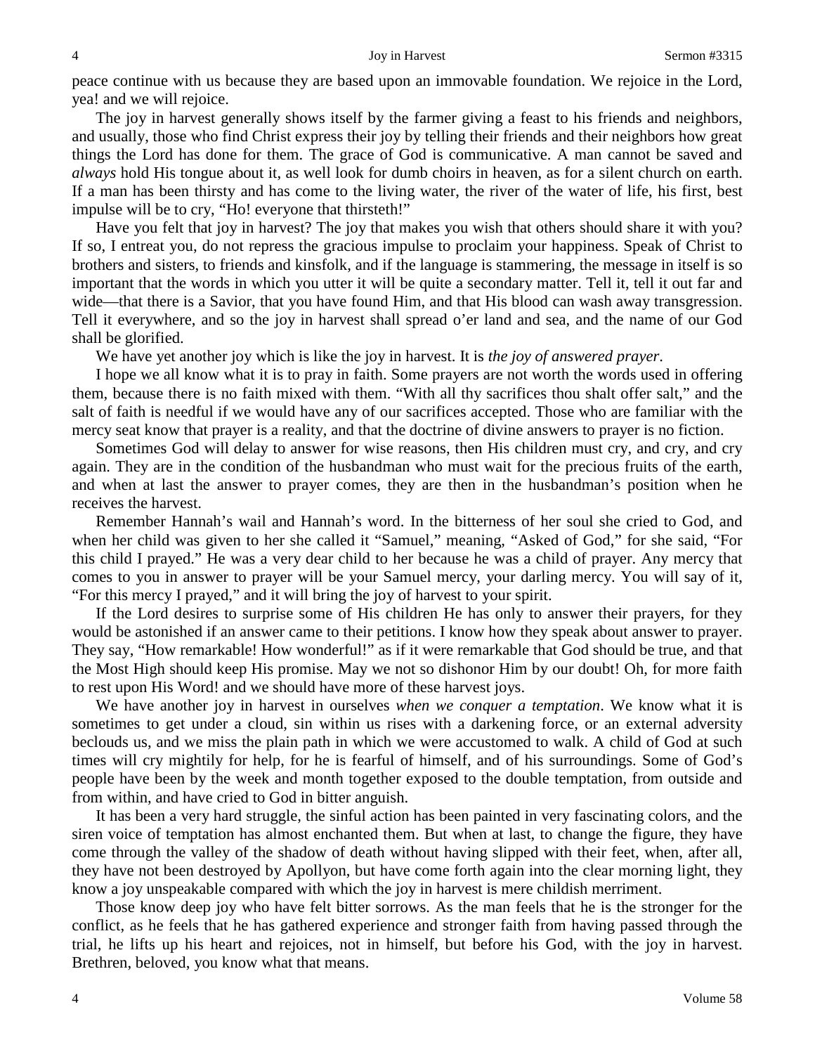peace continue with us because they are based upon an immovable foundation. We rejoice in the Lord, yea! and we will rejoice.

The joy in harvest generally shows itself by the farmer giving a feast to his friends and neighbors, and usually, those who find Christ express their joy by telling their friends and their neighbors how great things the Lord has done for them. The grace of God is communicative. A man cannot be saved and *always* hold His tongue about it, as well look for dumb choirs in heaven, as for a silent church on earth. If a man has been thirsty and has come to the living water, the river of the water of life, his first, best impulse will be to cry, "Ho! everyone that thirsteth!"

Have you felt that joy in harvest? The joy that makes you wish that others should share it with you? If so, I entreat you, do not repress the gracious impulse to proclaim your happiness. Speak of Christ to brothers and sisters, to friends and kinsfolk, and if the language is stammering, the message in itself is so important that the words in which you utter it will be quite a secondary matter. Tell it, tell it out far and wide—that there is a Savior, that you have found Him, and that His blood can wash away transgression. Tell it everywhere, and so the joy in harvest shall spread o'er land and sea, and the name of our God shall be glorified.

We have yet another joy which is like the joy in harvest. It is *the joy of answered prayer*.

I hope we all know what it is to pray in faith. Some prayers are not worth the words used in offering them, because there is no faith mixed with them. "With all thy sacrifices thou shalt offer salt," and the salt of faith is needful if we would have any of our sacrifices accepted. Those who are familiar with the mercy seat know that prayer is a reality, and that the doctrine of divine answers to prayer is no fiction.

Sometimes God will delay to answer for wise reasons, then His children must cry, and cry, and cry again. They are in the condition of the husbandman who must wait for the precious fruits of the earth, and when at last the answer to prayer comes, they are then in the husbandman's position when he receives the harvest.

Remember Hannah's wail and Hannah's word. In the bitterness of her soul she cried to God, and when her child was given to her she called it "Samuel," meaning, "Asked of God," for she said, "For this child I prayed." He was a very dear child to her because he was a child of prayer. Any mercy that comes to you in answer to prayer will be your Samuel mercy, your darling mercy. You will say of it, "For this mercy I prayed," and it will bring the joy of harvest to your spirit.

If the Lord desires to surprise some of His children He has only to answer their prayers, for they would be astonished if an answer came to their petitions. I know how they speak about answer to prayer. They say, "How remarkable! How wonderful!" as if it were remarkable that God should be true, and that the Most High should keep His promise. May we not so dishonor Him by our doubt! Oh, for more faith to rest upon His Word! and we should have more of these harvest joys.

We have another joy in harvest in ourselves *when we conquer a temptation*. We know what it is sometimes to get under a cloud, sin within us rises with a darkening force, or an external adversity beclouds us, and we miss the plain path in which we were accustomed to walk. A child of God at such times will cry mightily for help, for he is fearful of himself, and of his surroundings. Some of God's people have been by the week and month together exposed to the double temptation, from outside and from within, and have cried to God in bitter anguish.

It has been a very hard struggle, the sinful action has been painted in very fascinating colors, and the siren voice of temptation has almost enchanted them. But when at last, to change the figure, they have come through the valley of the shadow of death without having slipped with their feet, when, after all, they have not been destroyed by Apollyon, but have come forth again into the clear morning light, they know a joy unspeakable compared with which the joy in harvest is mere childish merriment.

Those know deep joy who have felt bitter sorrows. As the man feels that he is the stronger for the conflict, as he feels that he has gathered experience and stronger faith from having passed through the trial, he lifts up his heart and rejoices, not in himself, but before his God, with the joy in harvest. Brethren, beloved, you know what that means.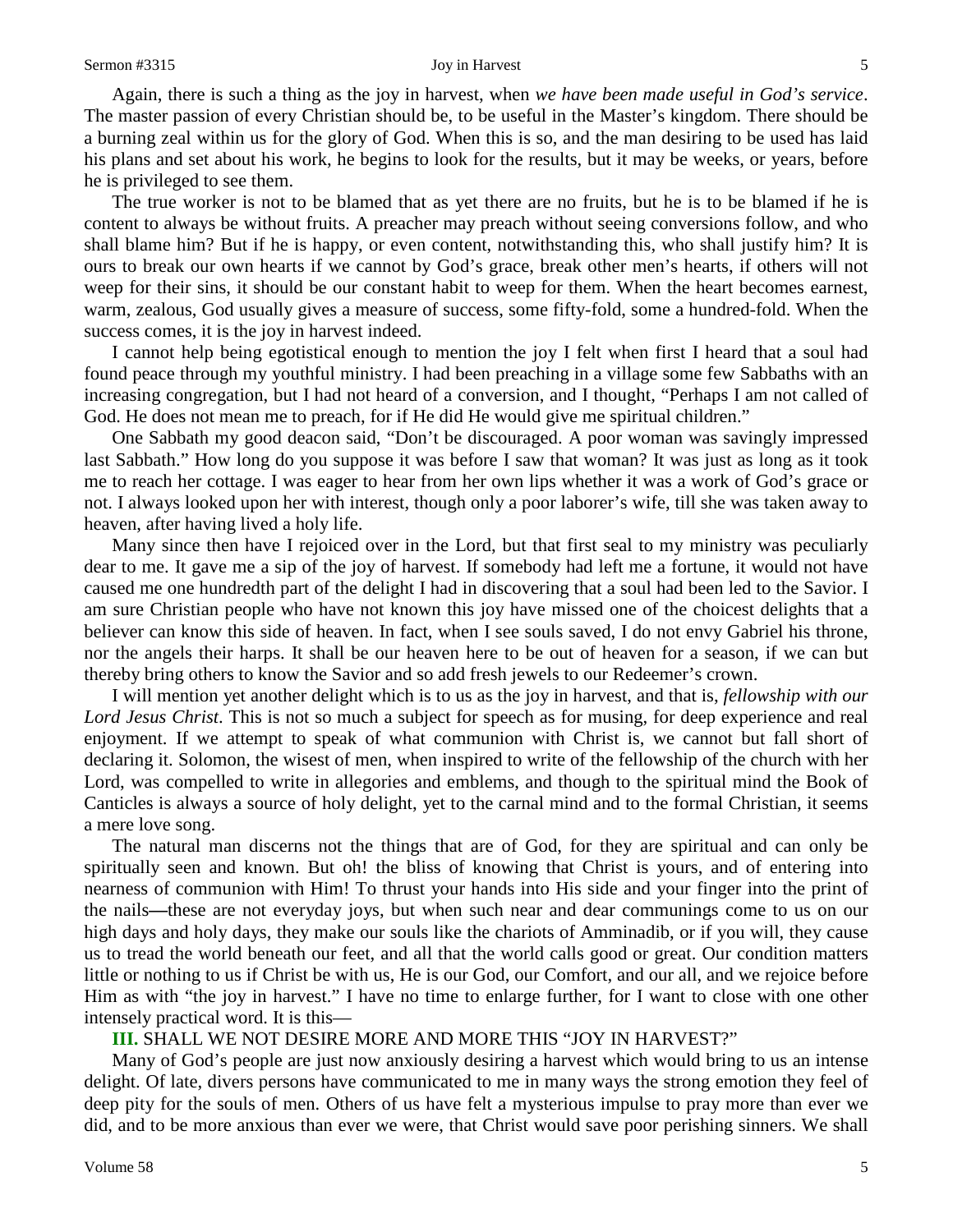Again, there is such a thing as the joy in harvest, when *we have been made useful in God's service*. The master passion of every Christian should be, to be useful in the Master's kingdom. There should be a burning zeal within us for the glory of God. When this is so, and the man desiring to be used has laid his plans and set about his work, he begins to look for the results, but it may be weeks, or years, before he is privileged to see them.

The true worker is not to be blamed that as yet there are no fruits, but he is to be blamed if he is content to always be without fruits. A preacher may preach without seeing conversions follow, and who shall blame him? But if he is happy, or even content, notwithstanding this, who shall justify him? It is ours to break our own hearts if we cannot by God's grace, break other men's hearts, if others will not weep for their sins, it should be our constant habit to weep for them. When the heart becomes earnest, warm, zealous, God usually gives a measure of success, some fifty-fold, some a hundred-fold. When the success comes, it is the joy in harvest indeed.

I cannot help being egotistical enough to mention the joy I felt when first I heard that a soul had found peace through my youthful ministry. I had been preaching in a village some few Sabbaths with an increasing congregation, but I had not heard of a conversion, and I thought, "Perhaps I am not called of God. He does not mean me to preach, for if He did He would give me spiritual children."

One Sabbath my good deacon said, "Don't be discouraged. A poor woman was savingly impressed last Sabbath." How long do you suppose it was before I saw that woman? It was just as long as it took me to reach her cottage. I was eager to hear from her own lips whether it was a work of God's grace or not. I always looked upon her with interest, though only a poor laborer's wife, till she was taken away to heaven, after having lived a holy life.

Many since then have I rejoiced over in the Lord, but that first seal to my ministry was peculiarly dear to me. It gave me a sip of the joy of harvest. If somebody had left me a fortune, it would not have caused me one hundredth part of the delight I had in discovering that a soul had been led to the Savior. I am sure Christian people who have not known this joy have missed one of the choicest delights that a believer can know this side of heaven. In fact, when I see souls saved, I do not envy Gabriel his throne, nor the angels their harps. It shall be our heaven here to be out of heaven for a season, if we can but thereby bring others to know the Savior and so add fresh jewels to our Redeemer's crown.

I will mention yet another delight which is to us as the joy in harvest, and that is, *fellowship with our Lord Jesus Christ*. This is not so much a subject for speech as for musing, for deep experience and real enjoyment. If we attempt to speak of what communion with Christ is, we cannot but fall short of declaring it. Solomon, the wisest of men, when inspired to write of the fellowship of the church with her Lord, was compelled to write in allegories and emblems, and though to the spiritual mind the Book of Canticles is always a source of holy delight, yet to the carnal mind and to the formal Christian, it seems a mere love song.

The natural man discerns not the things that are of God, for they are spiritual and can only be spiritually seen and known. But oh! the bliss of knowing that Christ is yours, and of entering into nearness of communion with Him! To thrust your hands into His side and your finger into the print of the nails—these are not everyday joys, but when such near and dear communings come to us on our high days and holy days, they make our souls like the chariots of Amminadib, or if you will, they cause us to tread the world beneath our feet, and all that the world calls good or great. Our condition matters little or nothing to us if Christ be with us, He is our God, our Comfort, and our all, and we rejoice before Him as with "the joy in harvest." I have no time to enlarge further, for I want to close with one other intensely practical word. It is this—

**III.** SHALL WE NOT DESIRE MORE AND MORE THIS "JOY IN HARVEST?"

Many of God's people are just now anxiously desiring a harvest which would bring to us an intense delight. Of late, divers persons have communicated to me in many ways the strong emotion they feel of deep pity for the souls of men. Others of us have felt a mysterious impulse to pray more than ever we did, and to be more anxious than ever we were, that Christ would save poor perishing sinners. We shall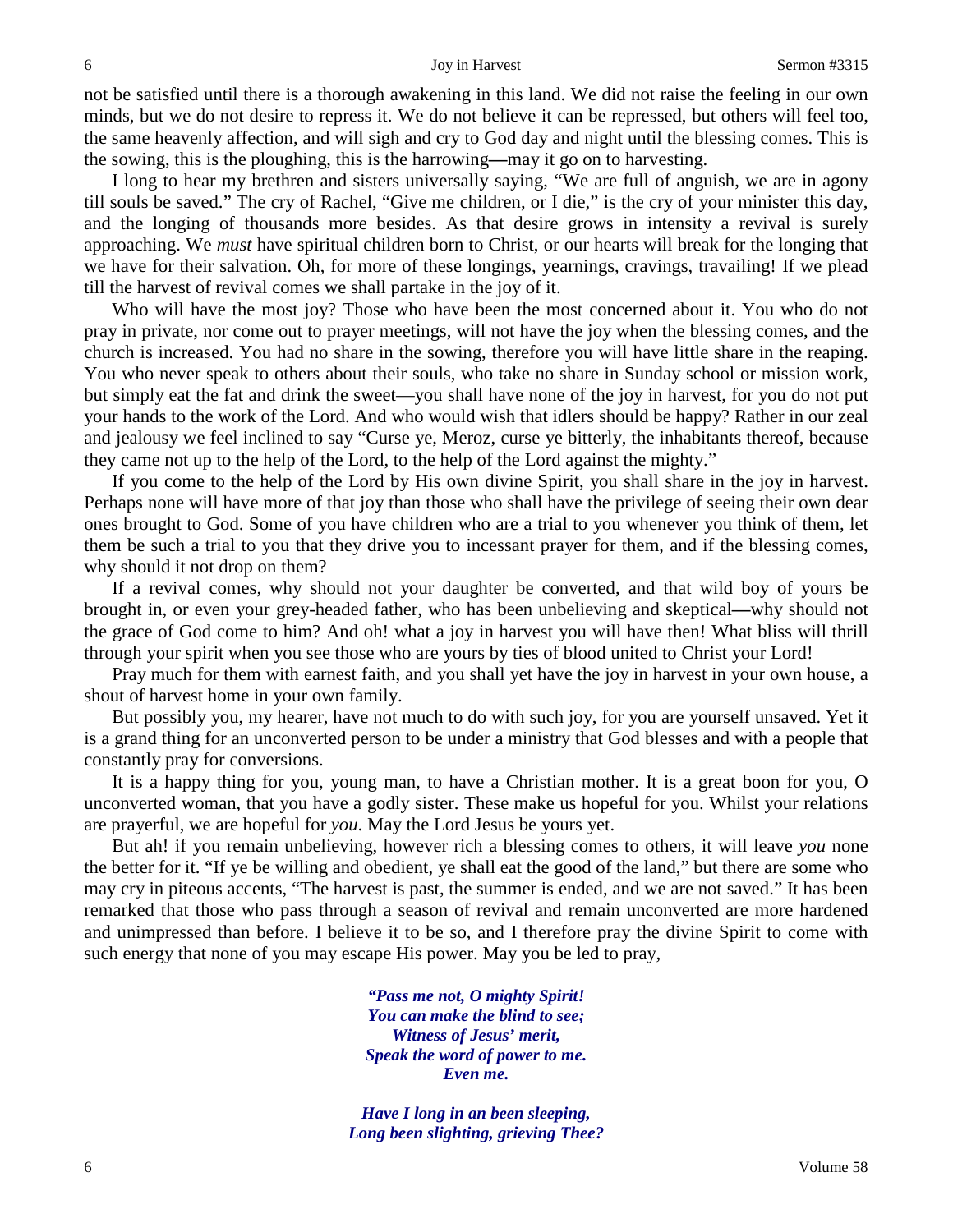not be satisfied until there is a thorough awakening in this land. We did not raise the feeling in our own minds, but we do not desire to repress it. We do not believe it can be repressed, but others will feel too, the same heavenly affection, and will sigh and cry to God day and night until the blessing comes. This is the sowing, this is the ploughing, this is the harrowing—may it go on to harvesting.

I long to hear my brethren and sisters universally saying, "We are full of anguish, we are in agony till souls be saved." The cry of Rachel, "Give me children, or I die," is the cry of your minister this day, and the longing of thousands more besides. As that desire grows in intensity a revival is surely approaching. We *must* have spiritual children born to Christ, or our hearts will break for the longing that we have for their salvation. Oh, for more of these longings, yearnings, cravings, travailing! If we plead till the harvest of revival comes we shall partake in the joy of it.

Who will have the most joy? Those who have been the most concerned about it. You who do not pray in private, nor come out to prayer meetings, will not have the joy when the blessing comes, and the church is increased. You had no share in the sowing, therefore you will have little share in the reaping. You who never speak to others about their souls, who take no share in Sunday school or mission work, but simply eat the fat and drink the sweet—you shall have none of the joy in harvest, for you do not put your hands to the work of the Lord. And who would wish that idlers should be happy? Rather in our zeal and jealousy we feel inclined to say "Curse ye, Meroz, curse ye bitterly, the inhabitants thereof, because they came not up to the help of the Lord, to the help of the Lord against the mighty."

If you come to the help of the Lord by His own divine Spirit, you shall share in the joy in harvest. Perhaps none will have more of that joy than those who shall have the privilege of seeing their own dear ones brought to God. Some of you have children who are a trial to you whenever you think of them, let them be such a trial to you that they drive you to incessant prayer for them, and if the blessing comes, why should it not drop on them?

If a revival comes, why should not your daughter be converted, and that wild boy of yours be brought in, or even your grey-headed father, who has been unbelieving and skeptical—why should not the grace of God come to him? And oh! what a joy in harvest you will have then! What bliss will thrill through your spirit when you see those who are yours by ties of blood united to Christ your Lord!

Pray much for them with earnest faith, and you shall yet have the joy in harvest in your own house, a shout of harvest home in your own family.

But possibly you, my hearer, have not much to do with such joy, for you are yourself unsaved. Yet it is a grand thing for an unconverted person to be under a ministry that God blesses and with a people that constantly pray for conversions.

It is a happy thing for you, young man, to have a Christian mother. It is a great boon for you, O unconverted woman, that you have a godly sister. These make us hopeful for you. Whilst your relations are prayerful, we are hopeful for *you*. May the Lord Jesus be yours yet.

But ah! if you remain unbelieving, however rich a blessing comes to others, it will leave *you* none the better for it. "If ye be willing and obedient, ye shall eat the good of the land," but there are some who may cry in piteous accents, "The harvest is past, the summer is ended, and we are not saved." It has been remarked that those who pass through a season of revival and remain unconverted are more hardened and unimpressed than before. I believe it to be so, and I therefore pray the divine Spirit to come with such energy that none of you may escape His power. May you be led to pray,

> ***"Pass me not, O mighty Spirit!***
> ***You can make the blind to see;***
> ***Witness of Jesus' merit,***
> ***Speak the word of power to me.***
> ***Even me.***
>
> ***Have I long in an been sleeping,***
> ***Long been slighting, grieving Thee?***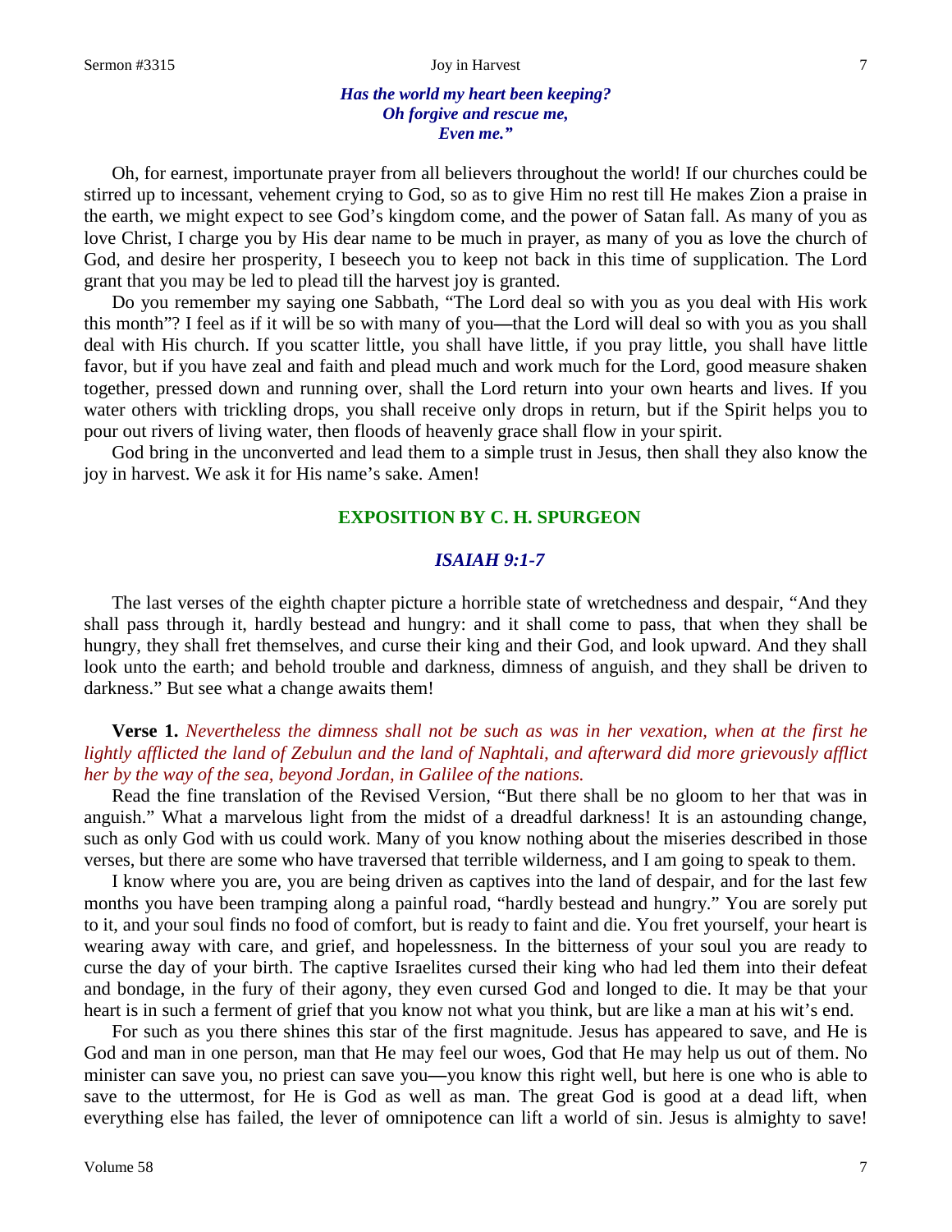*Has the world my heart been keeping?*
*Oh forgive and rescue me,*
*Even me."*

Oh, for earnest, importunate prayer from all believers throughout the world! If our churches could be stirred up to incessant, vehement crying to God, so as to give Him no rest till He makes Zion a praise in the earth, we might expect to see God's kingdom come, and the power of Satan fall. As many of you as love Christ, I charge you by His dear name to be much in prayer, as many of you as love the church of God, and desire her prosperity, I beseech you to keep not back in this time of supplication. The Lord grant that you may be led to plead till the harvest joy is granted.

Do you remember my saying one Sabbath, "The Lord deal so with you as you deal with His work this month"? I feel as if it will be so with many of you—that the Lord will deal so with you as you shall deal with His church. If you scatter little, you shall have little, if you pray little, you shall have little favor, but if you have zeal and faith and plead much and work much for the Lord, good measure shaken together, pressed down and running over, shall the Lord return into your own hearts and lives. If you water others with trickling drops, you shall receive only drops in return, but if the Spirit helps you to pour out rivers of living water, then floods of heavenly grace shall flow in your spirit.

God bring in the unconverted and lead them to a simple trust in Jesus, then shall they also know the joy in harvest. We ask it for His name's sake. Amen!

## EXPOSITION BY C. H. SPURGEON

### *ISAIAH 9:1-7*

The last verses of the eighth chapter picture a horrible state of wretchedness and despair, "And they shall pass through it, hardly bestead and hungry: and it shall come to pass, that when they shall be hungry, they shall fret themselves, and curse their king and their God, and look upward. And they shall look unto the earth; and behold trouble and darkness, dimness of anguish, and they shall be driven to darkness." But see what a change awaits them!

**Verse 1.** *Nevertheless the dimness shall not be such as was in her vexation, when at the first he lightly afflicted the land of Zebulun and the land of Naphtali, and afterward did more grievously afflict her by the way of the sea, beyond Jordan, in Galilee of the nations.*

Read the fine translation of the Revised Version, "But there shall be no gloom to her that was in anguish." What a marvelous light from the midst of a dreadful darkness! It is an astounding change, such as only God with us could work. Many of you know nothing about the miseries described in those verses, but there are some who have traversed that terrible wilderness, and I am going to speak to them.

I know where you are, you are being driven as captives into the land of despair, and for the last few months you have been tramping along a painful road, "hardly bestead and hungry." You are sorely put to it, and your soul finds no food of comfort, but is ready to faint and die. You fret yourself, your heart is wearing away with care, and grief, and hopelessness. In the bitterness of your soul you are ready to curse the day of your birth. The captive Israelites cursed their king who had led them into their defeat and bondage, in the fury of their agony, they even cursed God and longed to die. It may be that your heart is in such a ferment of grief that you know not what you think, but are like a man at his wit's end.

For such as you there shines this star of the first magnitude. Jesus has appeared to save, and He is God and man in one person, man that He may feel our woes, God that He may help us out of them. No minister can save you, no priest can save you—you know this right well, but here is one who is able to save to the uttermost, for He is God as well as man. The great God is good at a dead lift, when everything else has failed, the lever of omnipotence can lift a world of sin. Jesus is almighty to save!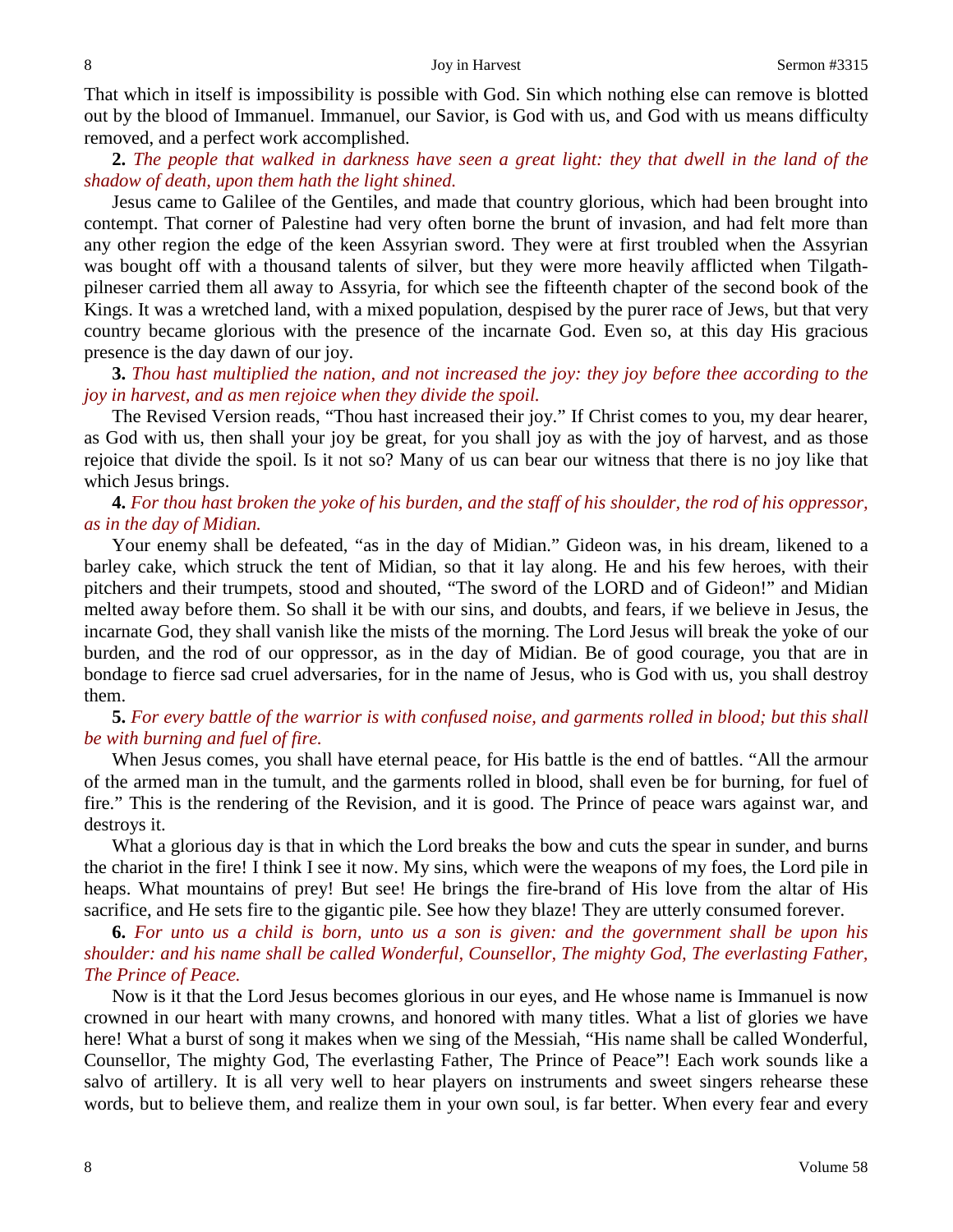That which in itself is impossibility is possible with God. Sin which nothing else can remove is blotted out by the blood of Immanuel. Immanuel, our Savior, is God with us, and God with us means difficulty removed, and a perfect work accomplished.

**2.** *The people that walked in darkness have seen a great light: they that dwell in the land of the shadow of death, upon them hath the light shined.*

Jesus came to Galilee of the Gentiles, and made that country glorious, which had been brought into contempt. That corner of Palestine had very often borne the brunt of invasion, and had felt more than any other region the edge of the keen Assyrian sword. They were at first troubled when the Assyrian was bought off with a thousand talents of silver, but they were more heavily afflicted when Tilgath-pilneser carried them all away to Assyria, for which see the fifteenth chapter of the second book of the Kings. It was a wretched land, with a mixed population, despised by the purer race of Jews, but that very country became glorious with the presence of the incarnate God. Even so, at this day His gracious presence is the day dawn of our joy.

**3.** *Thou hast multiplied the nation, and not increased the joy: they joy before thee according to the joy in harvest, and as men rejoice when they divide the spoil.*

The Revised Version reads, "Thou hast increased their joy." If Christ comes to you, my dear hearer, as God with us, then shall your joy be great, for you shall joy as with the joy of harvest, and as those rejoice that divide the spoil. Is it not so? Many of us can bear our witness that there is no joy like that which Jesus brings.

**4.** *For thou hast broken the yoke of his burden, and the staff of his shoulder, the rod of his oppressor, as in the day of Midian.*

Your enemy shall be defeated, "as in the day of Midian." Gideon was, in his dream, likened to a barley cake, which struck the tent of Midian, so that it lay along. He and his few heroes, with their pitchers and their trumpets, stood and shouted, "The sword of the LORD and of Gideon!" and Midian melted away before them. So shall it be with our sins, and doubts, and fears, if we believe in Jesus, the incarnate God, they shall vanish like the mists of the morning. The Lord Jesus will break the yoke of our burden, and the rod of our oppressor, as in the day of Midian. Be of good courage, you that are in bondage to fierce sad cruel adversaries, for in the name of Jesus, who is God with us, you shall destroy them.

**5.** *For every battle of the warrior is with confused noise, and garments rolled in blood; but this shall be with burning and fuel of fire.*

When Jesus comes, you shall have eternal peace, for His battle is the end of battles. "All the armour of the armed man in the tumult, and the garments rolled in blood, shall even be for burning, for fuel of fire." This is the rendering of the Revision, and it is good. The Prince of peace wars against war, and destroys it.

What a glorious day is that in which the Lord breaks the bow and cuts the spear in sunder, and burns the chariot in the fire! I think I see it now. My sins, which were the weapons of my foes, the Lord pile in heaps. What mountains of prey! But see! He brings the fire-brand of His love from the altar of His sacrifice, and He sets fire to the gigantic pile. See how they blaze! They are utterly consumed forever.

**6.** *For unto us a child is born, unto us a son is given: and the government shall be upon his shoulder: and his name shall be called Wonderful, Counsellor, The mighty God, The everlasting Father, The Prince of Peace.*

Now is it that the Lord Jesus becomes glorious in our eyes, and He whose name is Immanuel is now crowned in our heart with many crowns, and honored with many titles. What a list of glories we have here! What a burst of song it makes when we sing of the Messiah, "His name shall be called Wonderful, Counsellor, The mighty God, The everlasting Father, The Prince of Peace"! Each work sounds like a salvo of artillery. It is all very well to hear players on instruments and sweet singers rehearse these words, but to believe them, and realize them in your own soul, is far better. When every fear and every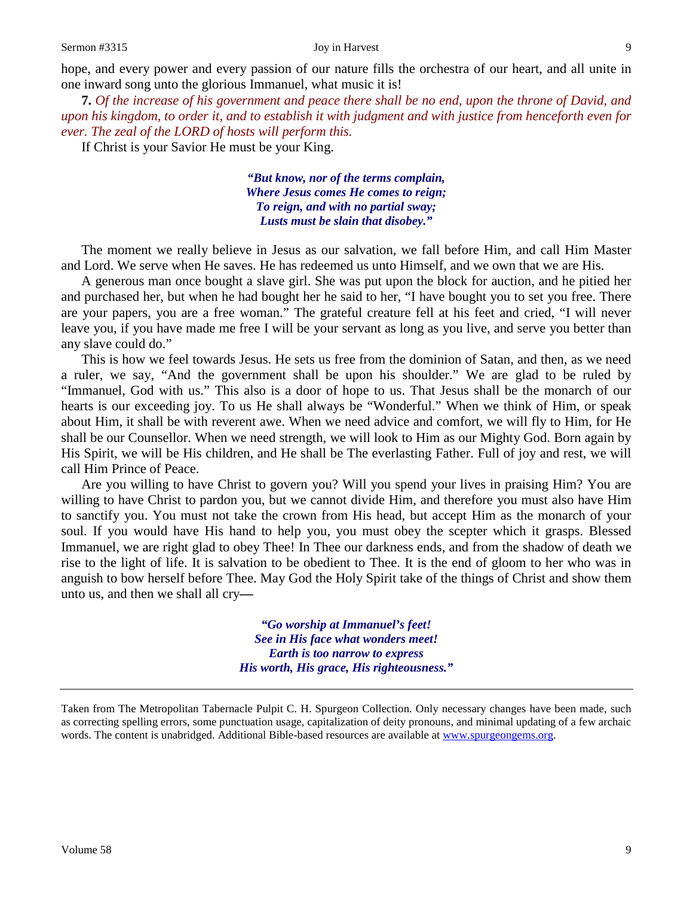hope, and every power and every passion of our nature fills the orchestra of our heart, and all unite in one inward song unto the glorious Immanuel, what music it is!

**7.** *Of the increase of his government and peace there shall be no end, upon the throne of David, and upon his kingdom, to order it, and to establish it with judgment and with justice from henceforth even for ever. The zeal of the LORD of hosts will perform this.*

If Christ is your Savior He must be your King.

> ***"But know, nor of the terms complain,***
> ***Where Jesus comes He comes to reign;***
> ***To reign, and with no partial sway;***
> ***Lusts must be slain that disobey."***

The moment we really believe in Jesus as our salvation, we fall before Him, and call Him Master and Lord. We serve when He saves. He has redeemed us unto Himself, and we own that we are His.

A generous man once bought a slave girl. She was put upon the block for auction, and he pitied her and purchased her, but when he had bought her he said to her, "I have bought you to set you free. There are your papers, you are a free woman." The grateful creature fell at his feet and cried, "I will never leave you, if you have made me free I will be your servant as long as you live, and serve you better than any slave could do."

This is how we feel towards Jesus. He sets us free from the dominion of Satan, and then, as we need a ruler, we say, "And the government shall be upon his shoulder." We are glad to be ruled by "Immanuel, God with us." This also is a door of hope to us. That Jesus shall be the monarch of our hearts is our exceeding joy. To us He shall always be "Wonderful." When we think of Him, or speak about Him, it shall be with reverent awe. When we need advice and comfort, we will fly to Him, for He shall be our Counsellor. When we need strength, we will look to Him as our Mighty God. Born again by His Spirit, we will be His children, and He shall be The everlasting Father. Full of joy and rest, we will call Him Prince of Peace.

Are you willing to have Christ to govern you? Will you spend your lives in praising Him? You are willing to have Christ to pardon you, but we cannot divide Him, and therefore you must also have Him to sanctify you. You must not take the crown from His head, but accept Him as the monarch of your soul. If you would have His hand to help you, you must obey the scepter which it grasps. Blessed Immanuel, we are right glad to obey Thee! In Thee our darkness ends, and from the shadow of death we rise to the light of life. It is salvation to be obedient to Thee. It is the end of gloom to her who was in anguish to bow herself before Thee. May God the Holy Spirit take of the things of Christ and show them unto us, and then we shall all cry**—**

> ***"Go worship at Immanuel's feet!***
> ***See in His face what wonders meet!***
> ***Earth is too narrow to express***
> ***His worth, His grace, His righteousness."***

---

Taken from The Metropolitan Tabernacle Pulpit C. H. Spurgeon Collection. Only necessary changes have been made, such as correcting spelling errors, some punctuation usage, capitalization of deity pronouns, and minimal updating of a few archaic words. The content is unabridged. Additional Bible-based resources are available at www.spurgeongems.org.